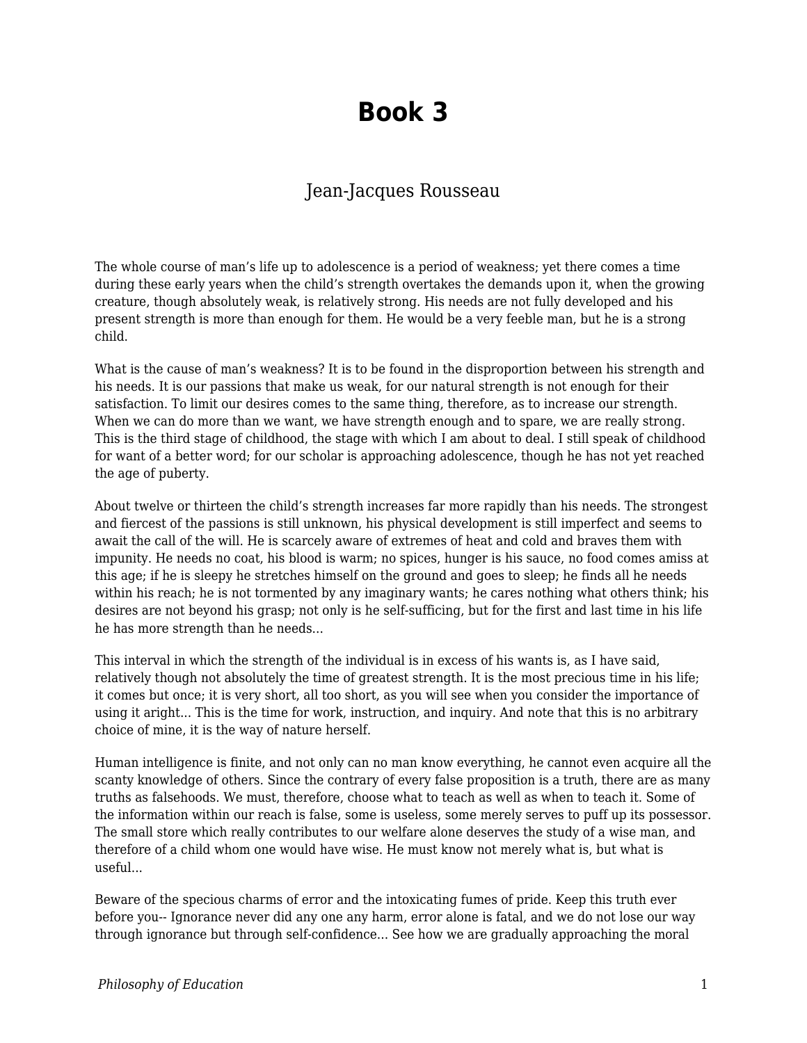# Book 3

Jean-Jacques Rousseau

The whole course of man's life up to adolescence is a period of weakness; yet there comes a time during these early years when the child's strength overtakes the demands upon it, when the growing creature, though absolutely weak, is relatively strong. His needs are not fully developed and his present strength is more than enough for them. He would be a very feeble man, but he is a strong child.

What is the cause of man's weakness? It is to be found in the disproportion between his strength and his needs. It is our passions that make us weak, for our natural strength is not enough for their satisfaction. To limit our desires comes to the same thing, therefore, as to increase our strength. When we can do more than we want, we have strength enough and to spare, we are really strong. This is the third stage of childhood, the stage with which I am about to deal. I still speak of childhood for want of a better word; for our scholar is approaching adolescence, though he has not yet reached the age of puberty.

About twelve or thirteen the child's strength increases far more rapidly than his needs. The strongest and fiercest of the passions is still unknown, his physical development is still imperfect and seems to await the call of the will. He is scarcely aware of extremes of heat and cold and braves them with impunity. He needs no coat, his blood is warm; no spices, hunger is his sauce, no food comes amiss at this age; if he is sleepy he stretches himself on the ground and goes to sleep; he finds all he needs within his reach; he is not tormented by any imaginary wants; he cares nothing what others think; his desires are not beyond his grasp; not only is he self-sufficing, but for the first and last time in his life he has more strength than he needs...

This interval in which the strength of the individual is in excess of his wants is, as I have said, relatively though not absolutely the time of greatest strength. It is the most precious time in his life; it comes but once; it is very short, all too short, as you will see when you consider the importance of using it aright... This is the time for work, instruction, and inquiry. And note that this is no arbitrary choice of mine, it is the way of nature herself.

Human intelligence is finite, and not only can no man know everything, he cannot even acquire all the scanty knowledge of others. Since the contrary of every false proposition is a truth, there are as many truths as falsehoods. We must, therefore, choose what to teach as well as when to teach it. Some of the information within our reach is false, some is useless, some merely serves to puff up its possessor. The small store which really contributes to our welfare alone deserves the study of a wise man, and therefore of a child whom one would have wise. He must know not merely what is, but what is useful...

Beware of the specious charms of error and the intoxicating fumes of pride. Keep this truth ever before you-- Ignorance never did any one any harm, error alone is fatal, and we do not lose our way through ignorance but through self-confidence... See how we are gradually approaching the moral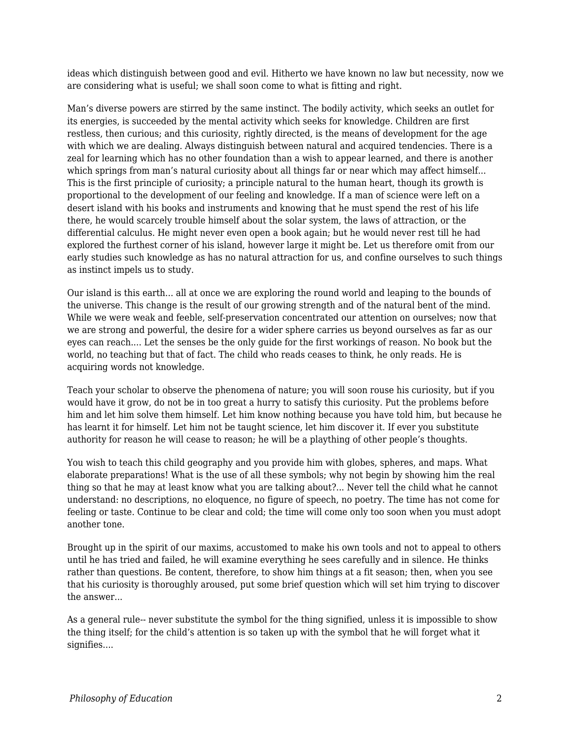ideas which distinguish between good and evil. Hitherto we have known no law but necessity, now we are considering what is useful; we shall soon come to what is fitting and right.

Man's diverse powers are stirred by the same instinct. The bodily activity, which seeks an outlet for its energies, is succeeded by the mental activity which seeks for knowledge. Children are first restless, then curious; and this curiosity, rightly directed, is the means of development for the age with which we are dealing. Always distinguish between natural and acquired tendencies. There is a zeal for learning which has no other foundation than a wish to appear learned, and there is another which springs from man's natural curiosity about all things far or near which may affect himself... This is the first principle of curiosity; a principle natural to the human heart, though its growth is proportional to the development of our feeling and knowledge. If a man of science were left on a desert island with his books and instruments and knowing that he must spend the rest of his life there, he would scarcely trouble himself about the solar system, the laws of attraction, or the differential calculus. He might never even open a book again; but he would never rest till he had explored the furthest corner of his island, however large it might be. Let us therefore omit from our early studies such knowledge as has no natural attraction for us, and confine ourselves to such things as instinct impels us to study.

Our island is this earth... all at once we are exploring the round world and leaping to the bounds of the universe. This change is the result of our growing strength and of the natural bent of the mind. While we were weak and feeble, self-preservation concentrated our attention on ourselves; now that we are strong and powerful, the desire for a wider sphere carries us beyond ourselves as far as our eyes can reach.... Let the senses be the only guide for the first workings of reason. No book but the world, no teaching but that of fact. The child who reads ceases to think, he only reads. He is acquiring words not knowledge.

Teach your scholar to observe the phenomena of nature; you will soon rouse his curiosity, but if you would have it grow, do not be in too great a hurry to satisfy this curiosity. Put the problems before him and let him solve them himself. Let him know nothing because you have told him, but because he has learnt it for himself. Let him not be taught science, let him discover it. If ever you substitute authority for reason he will cease to reason; he will be a plaything of other people's thoughts.

You wish to teach this child geography and you provide him with globes, spheres, and maps. What elaborate preparations! What is the use of all these symbols; why not begin by showing him the real thing so that he may at least know what you are talking about?... Never tell the child what he cannot understand: no descriptions, no eloquence, no figure of speech, no poetry. The time has not come for feeling or taste. Continue to be clear and cold; the time will come only too soon when you must adopt another tone.

Brought up in the spirit of our maxims, accustomed to make his own tools and not to appeal to others until he has tried and failed, he will examine everything he sees carefully and in silence. He thinks rather than questions. Be content, therefore, to show him things at a fit season; then, when you see that his curiosity is thoroughly aroused, put some brief question which will set him trying to discover the answer...

As a general rule-- never substitute the symbol for the thing signified, unless it is impossible to show the thing itself; for the child's attention is so taken up with the symbol that he will forget what it signifies....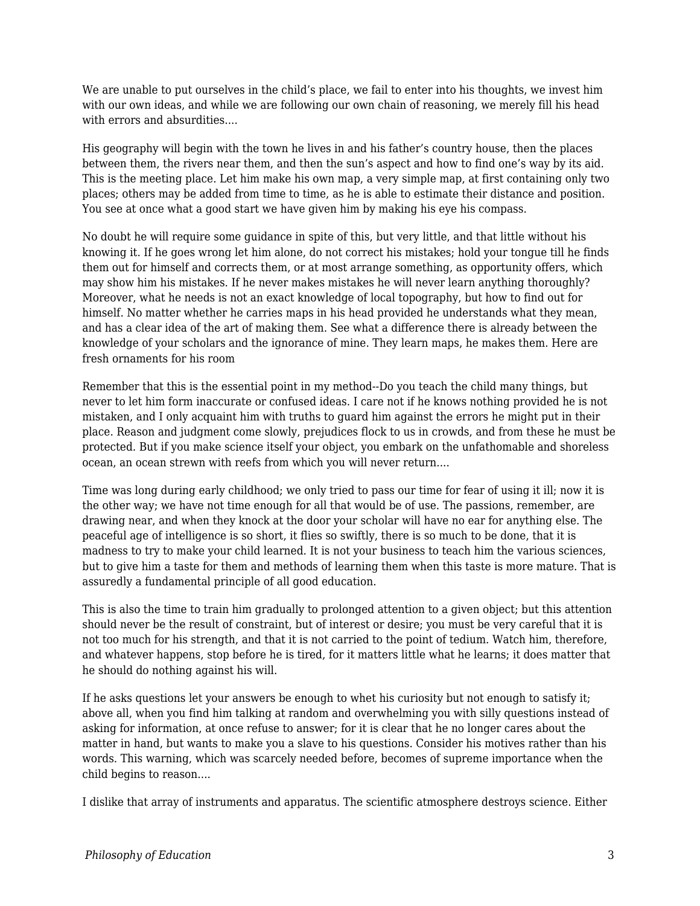We are unable to put ourselves in the child's place, we fail to enter into his thoughts, we invest him with our own ideas, and while we are following our own chain of reasoning, we merely fill his head with errors and absurdities....

His geography will begin with the town he lives in and his father's country house, then the places between them, the rivers near them, and then the sun's aspect and how to find one's way by its aid. This is the meeting place. Let him make his own map, a very simple map, at first containing only two places; others may be added from time to time, as he is able to estimate their distance and position. You see at once what a good start we have given him by making his eye his compass.

No doubt he will require some guidance in spite of this, but very little, and that little without his knowing it. If he goes wrong let him alone, do not correct his mistakes; hold your tongue till he finds them out for himself and corrects them, or at most arrange something, as opportunity offers, which may show him his mistakes. If he never makes mistakes he will never learn anything thoroughly? Moreover, what he needs is not an exact knowledge of local topography, but how to find out for himself. No matter whether he carries maps in his head provided he understands what they mean, and has a clear idea of the art of making them. See what a difference there is already between the knowledge of your scholars and the ignorance of mine. They learn maps, he makes them. Here are fresh ornaments for his room

Remember that this is the essential point in my method--Do you teach the child many things, but never to let him form inaccurate or confused ideas. I care not if he knows nothing provided he is not mistaken, and I only acquaint him with truths to guard him against the errors he might put in their place. Reason and judgment come slowly, prejudices flock to us in crowds, and from these he must be protected. But if you make science itself your object, you embark on the unfathomable and shoreless ocean, an ocean strewn with reefs from which you will never return....

Time was long during early childhood; we only tried to pass our time for fear of using it ill; now it is the other way; we have not time enough for all that would be of use. The passions, remember, are drawing near, and when they knock at the door your scholar will have no ear for anything else. The peaceful age of intelligence is so short, it flies so swiftly, there is so much to be done, that it is madness to try to make your child learned. It is not your business to teach him the various sciences, but to give him a taste for them and methods of learning them when this taste is more mature. That is assuredly a fundamental principle of all good education.

This is also the time to train him gradually to prolonged attention to a given object; but this attention should never be the result of constraint, but of interest or desire; you must be very careful that it is not too much for his strength, and that it is not carried to the point of tedium. Watch him, therefore, and whatever happens, stop before he is tired, for it matters little what he learns; it does matter that he should do nothing against his will.

If he asks questions let your answers be enough to whet his curiosity but not enough to satisfy it; above all, when you find him talking at random and overwhelming you with silly questions instead of asking for information, at once refuse to answer; for it is clear that he no longer cares about the matter in hand, but wants to make you a slave to his questions. Consider his motives rather than his words. This warning, which was scarcely needed before, becomes of supreme importance when the child begins to reason....

I dislike that array of instruments and apparatus. The scientific atmosphere destroys science. Either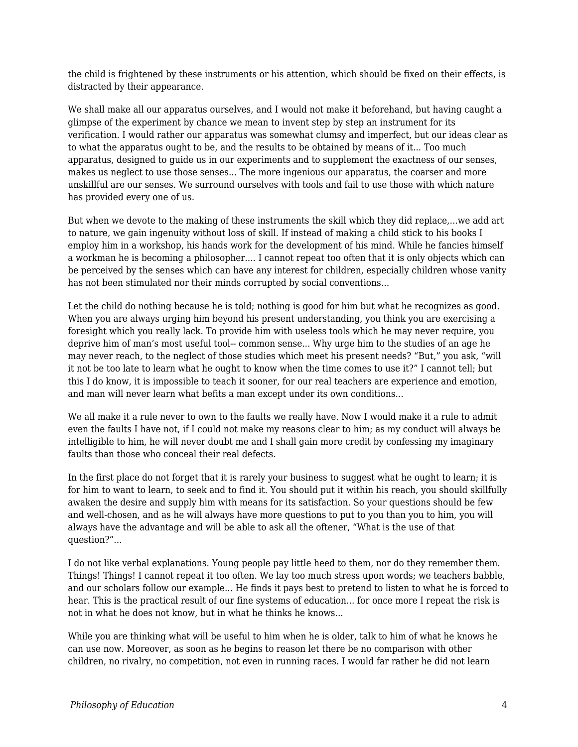the child is frightened by these instruments or his attention, which should be fixed on their effects, is distracted by their appearance.

We shall make all our apparatus ourselves, and I would not make it beforehand, but having caught a glimpse of the experiment by chance we mean to invent step by step an instrument for its verification. I would rather our apparatus was somewhat clumsy and imperfect, but our ideas clear as to what the apparatus ought to be, and the results to be obtained by means of it... Too much apparatus, designed to guide us in our experiments and to supplement the exactness of our senses, makes us neglect to use those senses... The more ingenious our apparatus, the coarser and more unskillful are our senses. We surround ourselves with tools and fail to use those with which nature has provided every one of us.

But when we devote to the making of these instruments the skill which they did replace,...we add art to nature, we gain ingenuity without loss of skill. If instead of making a child stick to his books I employ him in a workshop, his hands work for the development of his mind. While he fancies himself a workman he is becoming a philosopher.... I cannot repeat too often that it is only objects which can be perceived by the senses which can have any interest for children, especially children whose vanity has not been stimulated nor their minds corrupted by social conventions...

Let the child do nothing because he is told; nothing is good for him but what he recognizes as good. When you are always urging him beyond his present understanding, you think you are exercising a foresight which you really lack. To provide him with useless tools which he may never require, you deprive him of man’s most useful tool-- common sense... Why urge him to the studies of an age he may never reach, to the neglect of those studies which meet his present needs? “But,” you ask, “will it not be too late to learn what he ought to know when the time comes to use it?” I cannot tell; but this I do know, it is impossible to teach it sooner, for our real teachers are experience and emotion, and man will never learn what befits a man except under its own conditions...

We all make it a rule never to own to the faults we really have. Now I would make it a rule to admit even the faults I have not, if I could not make my reasons clear to him; as my conduct will always be intelligible to him, he will never doubt me and I shall gain more credit by confessing my imaginary faults than those who conceal their real defects.

In the first place do not forget that it is rarely your business to suggest what he ought to learn; it is for him to want to learn, to seek and to find it. You should put it within his reach, you should skillfully awaken the desire and supply him with means for its satisfaction. So your questions should be few and well-chosen, and as he will always have more questions to put to you than you to him, you will always have the advantage and will be able to ask all the oftener, “What is the use of that question?”...

I do not like verbal explanations. Young people pay little heed to them, nor do they remember them. Things! Things! I cannot repeat it too often. We lay too much stress upon words; we teachers babble, and our scholars follow our example... He finds it pays best to pretend to listen to what he is forced to hear. This is the practical result of our fine systems of education... for once more I repeat the risk is not in what he does not know, but in what he thinks he knows...

While you are thinking what will be useful to him when he is older, talk to him of what he knows he can use now. Moreover, as soon as he begins to reason let there be no comparison with other children, no rivalry, no competition, not even in running races. I would far rather he did not learn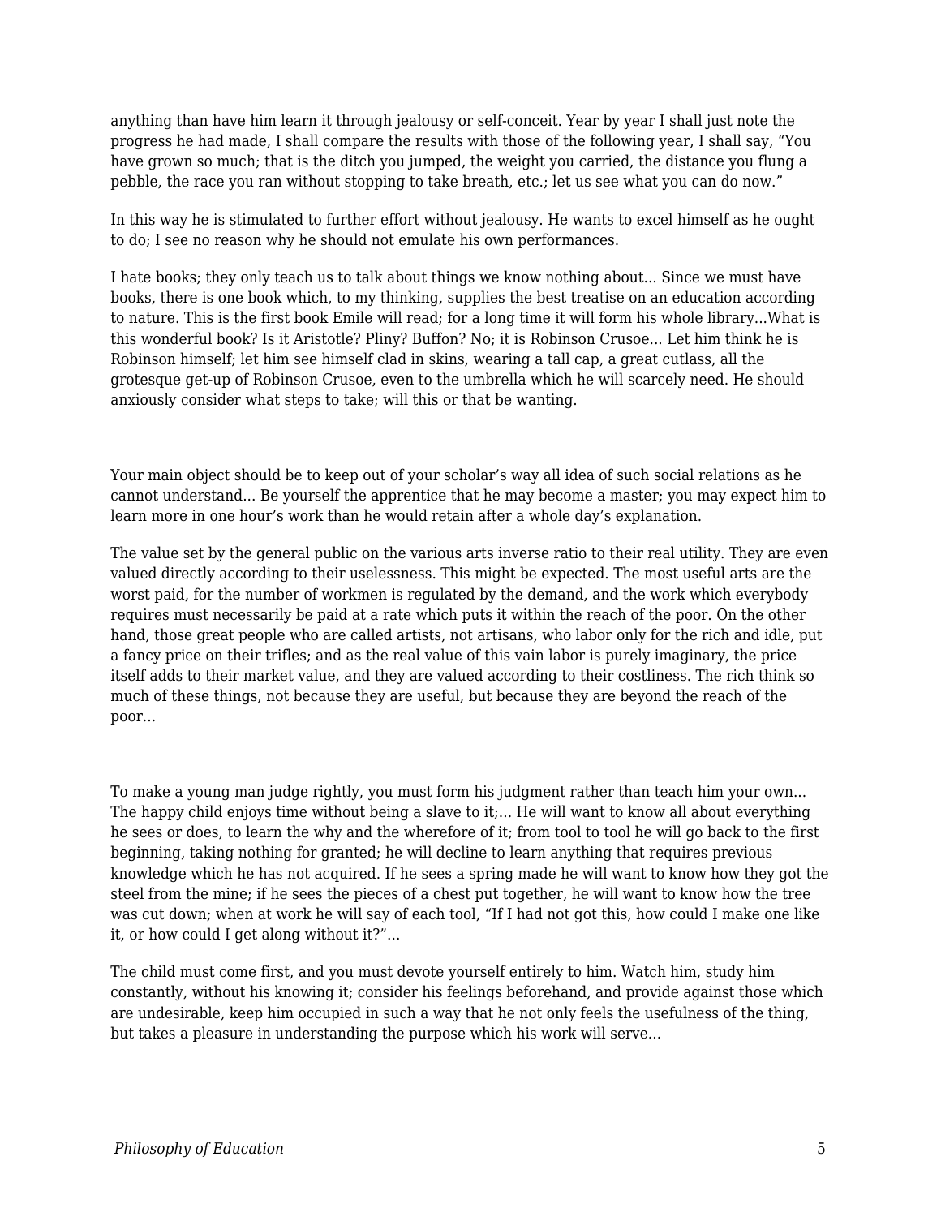anything than have him learn it through jealousy or self-conceit. Year by year I shall just note the progress he had made, I shall compare the results with those of the following year, I shall say, "You have grown so much; that is the ditch you jumped, the weight you carried, the distance you flung a pebble, the race you ran without stopping to take breath, etc.; let us see what you can do now."

In this way he is stimulated to further effort without jealousy. He wants to excel himself as he ought to do; I see no reason why he should not emulate his own performances.

I hate books; they only teach us to talk about things we know nothing about... Since we must have books, there is one book which, to my thinking, supplies the best treatise on an education according to nature. This is the first book Emile will read; for a long time it will form his whole library...What is this wonderful book? Is it Aristotle? Pliny? Buffon? No; it is Robinson Crusoe... Let him think he is Robinson himself; let him see himself clad in skins, wearing a tall cap, a great cutlass, all the grotesque get-up of Robinson Crusoe, even to the umbrella which he will scarcely need. He should anxiously consider what steps to take; will this or that be wanting.

Your main object should be to keep out of your scholar's way all idea of such social relations as he cannot understand... Be yourself the apprentice that he may become a master; you may expect him to learn more in one hour's work than he would retain after a whole day's explanation.

The value set by the general public on the various arts inverse ratio to their real utility. They are even valued directly according to their uselessness. This might be expected. The most useful arts are the worst paid, for the number of workmen is regulated by the demand, and the work which everybody requires must necessarily be paid at a rate which puts it within the reach of the poor. On the other hand, those great people who are called artists, not artisans, who labor only for the rich and idle, put a fancy price on their trifles; and as the real value of this vain labor is purely imaginary, the price itself adds to their market value, and they are valued according to their costliness. The rich think so much of these things, not because they are useful, but because they are beyond the reach of the poor...

To make a young man judge rightly, you must form his judgment rather than teach him your own... The happy child enjoys time without being a slave to it;... He will want to know all about everything he sees or does, to learn the why and the wherefore of it; from tool to tool he will go back to the first beginning, taking nothing for granted; he will decline to learn anything that requires previous knowledge which he has not acquired. If he sees a spring made he will want to know how they got the steel from the mine; if he sees the pieces of a chest put together, he will want to know how the tree was cut down; when at work he will say of each tool, "If I had not got this, how could I make one like it, or how could I get along without it?"...

The child must come first, and you must devote yourself entirely to him. Watch him, study him constantly, without his knowing it; consider his feelings beforehand, and provide against those which are undesirable, keep him occupied in such a way that he not only feels the usefulness of the thing, but takes a pleasure in understanding the purpose which his work will serve...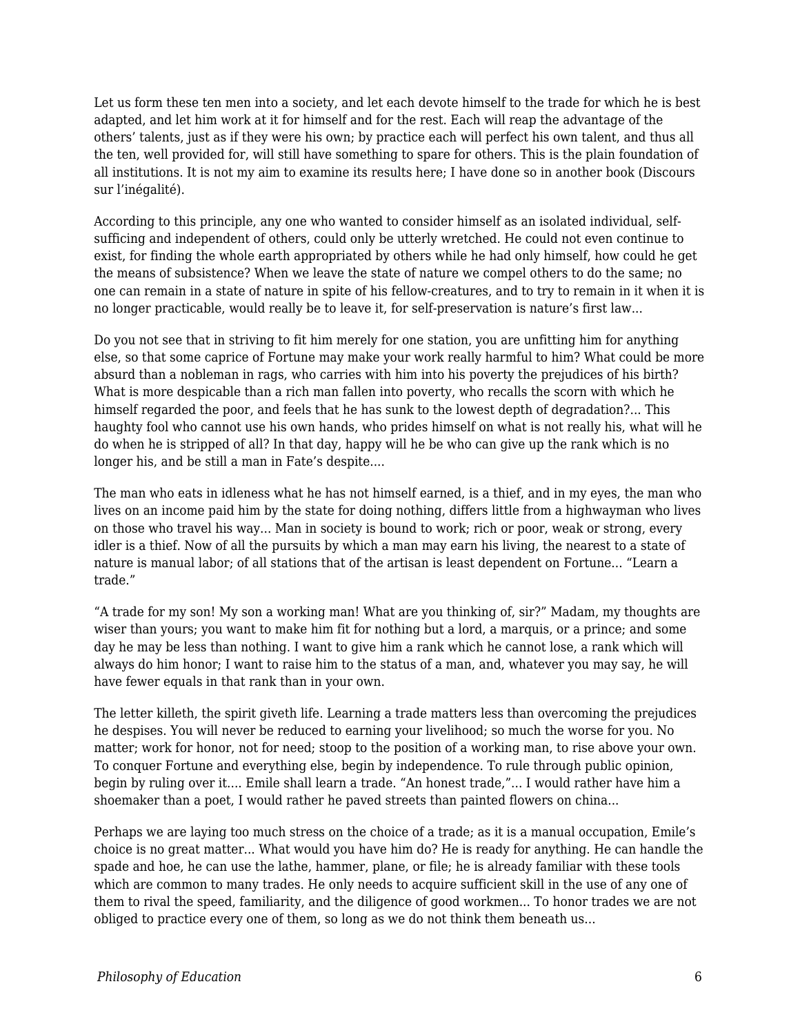Let us form these ten men into a society, and let each devote himself to the trade for which he is best adapted, and let him work at it for himself and for the rest. Each will reap the advantage of the others' talents, just as if they were his own; by practice each will perfect his own talent, and thus all the ten, well provided for, will still have something to spare for others. This is the plain foundation of all institutions. It is not my aim to examine its results here; I have done so in another book (Discours sur l'inégalité).

According to this principle, any one who wanted to consider himself as an isolated individual, self-sufficing and independent of others, could only be utterly wretched. He could not even continue to exist, for finding the whole earth appropriated by others while he had only himself, how could he get the means of subsistence? When we leave the state of nature we compel others to do the same; no one can remain in a state of nature in spite of his fellow-creatures, and to try to remain in it when it is no longer practicable, would really be to leave it, for self-preservation is nature's first law...

Do you not see that in striving to fit him merely for one station, you are unfitting him for anything else, so that some caprice of Fortune may make your work really harmful to him? What could be more absurd than a nobleman in rags, who carries with him into his poverty the prejudices of his birth? What is more despicable than a rich man fallen into poverty, who recalls the scorn with which he himself regarded the poor, and feels that he has sunk to the lowest depth of degradation?... This haughty fool who cannot use his own hands, who prides himself on what is not really his, what will he do when he is stripped of all? In that day, happy will he be who can give up the rank which is no longer his, and be still a man in Fate's despite....

The man who eats in idleness what he has not himself earned, is a thief, and in my eyes, the man who lives on an income paid him by the state for doing nothing, differs little from a highwayman who lives on those who travel his way... Man in society is bound to work; rich or poor, weak or strong, every idler is a thief. Now of all the pursuits by which a man may earn his living, the nearest to a state of nature is manual labor; of all stations that of the artisan is least dependent on Fortune... "Learn a trade."

"A trade for my son! My son a working man! What are you thinking of, sir?" Madam, my thoughts are wiser than yours; you want to make him fit for nothing but a lord, a marquis, or a prince; and some day he may be less than nothing. I want to give him a rank which he cannot lose, a rank which will always do him honor; I want to raise him to the status of a man, and, whatever you may say, he will have fewer equals in that rank than in your own.

The letter killeth, the spirit giveth life. Learning a trade matters less than overcoming the prejudices he despises. You will never be reduced to earning your livelihood; so much the worse for you. No matter; work for honor, not for need; stoop to the position of a working man, to rise above your own. To conquer Fortune and everything else, begin by independence. To rule through public opinion, begin by ruling over it.... Emile shall learn a trade. "An honest trade,"... I would rather have him a shoemaker than a poet, I would rather he paved streets than painted flowers on china...

Perhaps we are laying too much stress on the choice of a trade; as it is a manual occupation, Emile's choice is no great matter... What would you have him do? He is ready for anything. He can handle the spade and hoe, he can use the lathe, hammer, plane, or file; he is already familiar with these tools which are common to many trades. He only needs to acquire sufficient skill in the use of any one of them to rival the speed, familiarity, and the diligence of good workmen... To honor trades we are not obliged to practice every one of them, so long as we do not think them beneath us...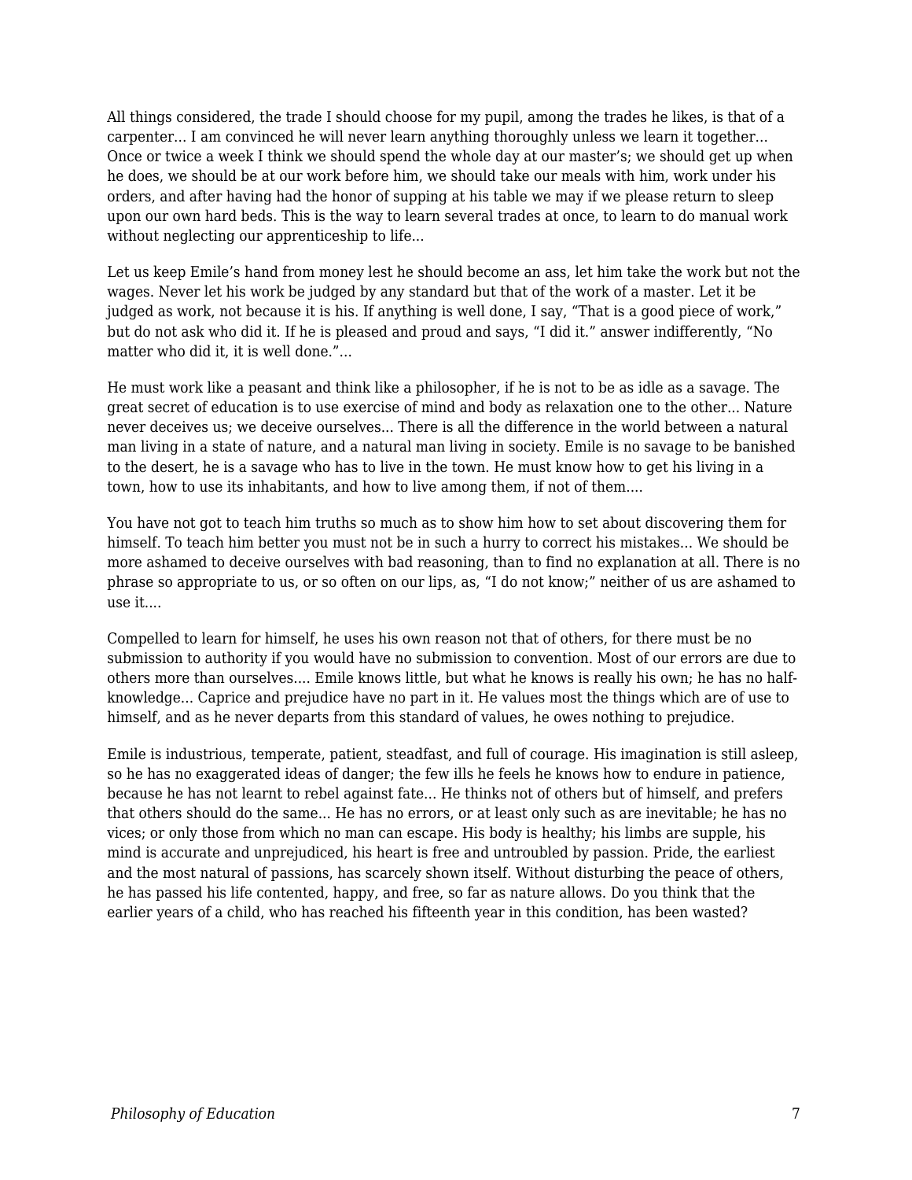All things considered, the trade I should choose for my pupil, among the trades he likes, is that of a carpenter... I am convinced he will never learn anything thoroughly unless we learn it together... Once or twice a week I think we should spend the whole day at our master's; we should get up when he does, we should be at our work before him, we should take our meals with him, work under his orders, and after having had the honor of supping at his table we may if we please return to sleep upon our own hard beds. This is the way to learn several trades at once, to learn to do manual work without neglecting our apprenticeship to life...

Let us keep Emile's hand from money lest he should become an ass, let him take the work but not the wages. Never let his work be judged by any standard but that of the work of a master. Let it be judged as work, not because it is his. If anything is well done, I say, "That is a good piece of work," but do not ask who did it. If he is pleased and proud and says, "I did it." answer indifferently, "No matter who did it, it is well done."...

He must work like a peasant and think like a philosopher, if he is not to be as idle as a savage. The great secret of education is to use exercise of mind and body as relaxation one to the other... Nature never deceives us; we deceive ourselves... There is all the difference in the world between a natural man living in a state of nature, and a natural man living in society. Emile is no savage to be banished to the desert, he is a savage who has to live in the town. He must know how to get his living in a town, how to use its inhabitants, and how to live among them, if not of them....

You have not got to teach him truths so much as to show him how to set about discovering them for himself. To teach him better you must not be in such a hurry to correct his mistakes... We should be more ashamed to deceive ourselves with bad reasoning, than to find no explanation at all. There is no phrase so appropriate to us, or so often on our lips, as, "I do not know;" neither of us are ashamed to use it....

Compelled to learn for himself, he uses his own reason not that of others, for there must be no submission to authority if you would have no submission to convention. Most of our errors are due to others more than ourselves.... Emile knows little, but what he knows is really his own; he has no half-knowledge... Caprice and prejudice have no part in it. He values most the things which are of use to himself, and as he never departs from this standard of values, he owes nothing to prejudice.

Emile is industrious, temperate, patient, steadfast, and full of courage. His imagination is still asleep, so he has no exaggerated ideas of danger; the few ills he feels he knows how to endure in patience, because he has not learnt to rebel against fate... He thinks not of others but of himself, and prefers that others should do the same... He has no errors, or at least only such as are inevitable; he has no vices; or only those from which no man can escape. His body is healthy; his limbs are supple, his mind is accurate and unprejudiced, his heart is free and untroubled by passion. Pride, the earliest and the most natural of passions, has scarcely shown itself. Without disturbing the peace of others, he has passed his life contented, happy, and free, so far as nature allows. Do you think that the earlier years of a child, who has reached his fifteenth year in this condition, has been wasted?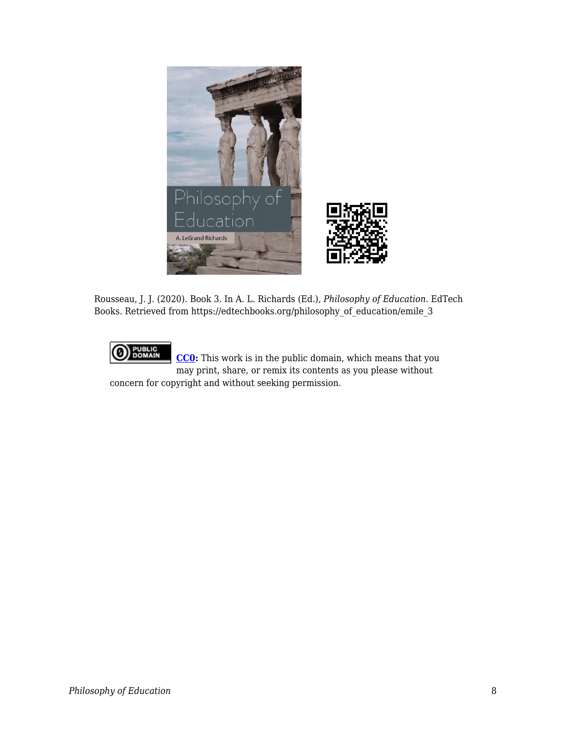Rousseau, J. J. (2020). Book 3. In A. L. Richards (Ed.), *Philosophy of Education*. EdTech Books. Retrieved from https://edtechbooks.org/philosophy_of_education/emile_3

**[CC0](https://creativecommons.org/publicdomain/zero/1.0/):** This work is in the public domain, which means that you may print, share, or remix its contents as you please without concern for copyright and without seeking permission.